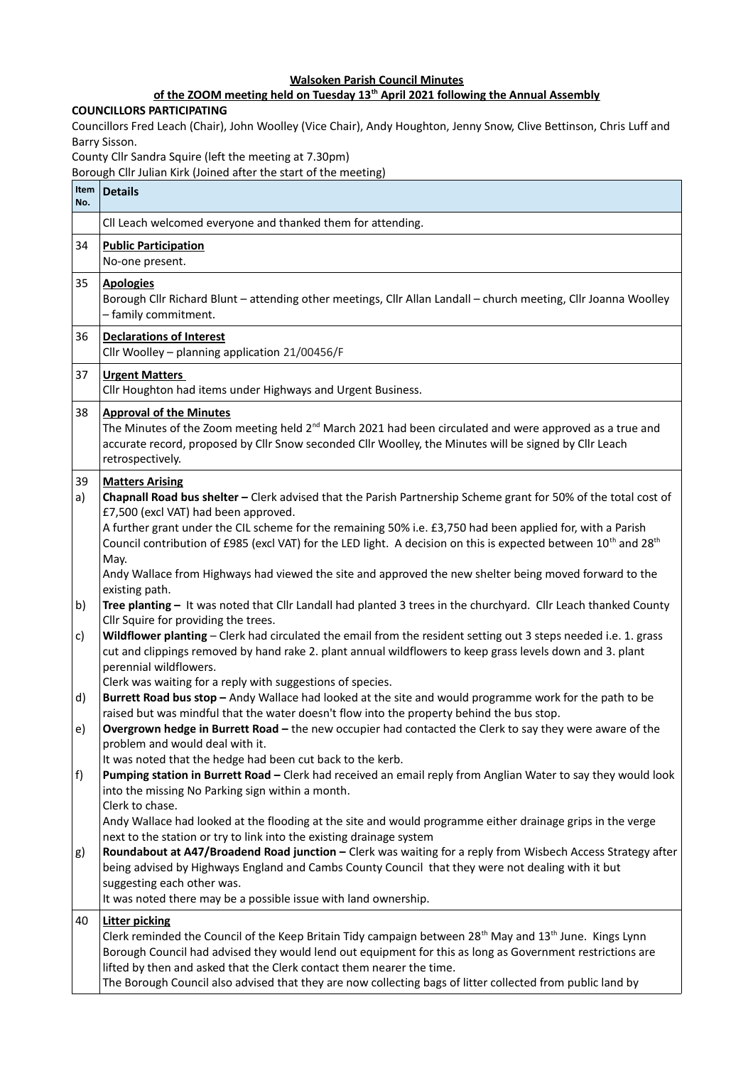**Walsoken Parish Council Minutes**

**of the ZOOM meeting held on Tuesday 13th April 2021 following the Annual Assembly**

**COUNCILLORS PARTICIPATING**

Councillors Fred Leach (Chair), John Woolley (Vice Chair), Andy Houghton, Jenny Snow, Clive Bettinson, Chris Luff and Barry Sisson.

County Cllr Sandra Squire (left the meeting at 7.30pm)

Borough Cllr Julian Kirk (Joined after the start of the meeting)

| Item No. | Details |
|---|---|
| | Cll Leach welcomed everyone and thanked them for attending. |
| 34 | **Public Participation**<br>No-one present. |
| 35 | **Apologies**<br>Borough Cllr Richard Blunt – attending other meetings, Cllr Allan Landall – church meeting, Cllr Joanna Woolley – family commitment. |
| 36 | **Declarations of Interest**<br>Cllr Woolley – planning application 21/00456/F |
| 37 | **Urgent Matters**<br>Cllr Houghton had items under Highways and Urgent Business. |
| 38 | **Approval of the Minutes**<br>The Minutes of the Zoom meeting held 2nd March 2021 had been circulated and were approved as a true and accurate record, proposed by Cllr Snow seconded Cllr Woolley, the Minutes will be signed by Cllr Leach retrospectively. |
| 39<br>a) | **Matters Arising**<br>**Chapnall Road bus shelter –** Clerk advised that the Parish Partnership Scheme grant for 50% of the total cost of £7,500 (excl VAT) had been approved.<br>A further grant under the CIL scheme for the remaining 50% i.e. £3,750 had been applied for, with a Parish Council contribution of £985 (excl VAT) for the LED light. A decision on this is expected between 10th and 28th May.<br>Andy Wallace from Highways had viewed the site and approved the new shelter being moved forward to the existing path. |
| b) | **Tree planting –** It was noted that Cllr Landall had planted 3 trees in the churchyard. Cllr Leach thanked County Cllr Squire for providing the trees. |
| c) | **Wildflower planting** – Clerk had circulated the email from the resident setting out 3 steps needed i.e. 1. grass cut and clippings removed by hand rake 2. plant annual wildflowers to keep grass levels down and 3. plant perennial wildflowers.<br>Clerk was waiting for a reply with suggestions of species. |
| d) | **Burrett Road bus stop –** Andy Wallace had looked at the site and would programme work for the path to be raised but was mindful that the water doesn't flow into the property behind the bus stop. |
| e) | **Overgrown hedge in Burrett Road –** the new occupier had contacted the Clerk to say they were aware of the problem and would deal with it.<br>It was noted that the hedge had been cut back to the kerb. |
| f) | **Pumping station in Burrett Road –** Clerk had received an email reply from Anglian Water to say they would look into the missing No Parking sign within a month.<br>Clerk to chase.<br>Andy Wallace had looked at the flooding at the site and would programme either drainage grips in the verge next to the station or try to link into the existing drainage system |
| g) | **Roundabout at A47/Broadend Road junction –** Clerk was waiting for a reply from Wisbech Access Strategy after being advised by Highways England and Cambs County Council that they were not dealing with it but suggesting each other was.<br>It was noted there may be a possible issue with land ownership. |
| 40 | **Litter picking**<br>Clerk reminded the Council of the Keep Britain Tidy campaign between 28th May and 13th June. Kings Lynn Borough Council had advised they would lend out equipment for this as long as Government restrictions are lifted by then and asked that the Clerk contact them nearer the time.<br>The Borough Council also advised that they are now collecting bags of litter collected from public land by |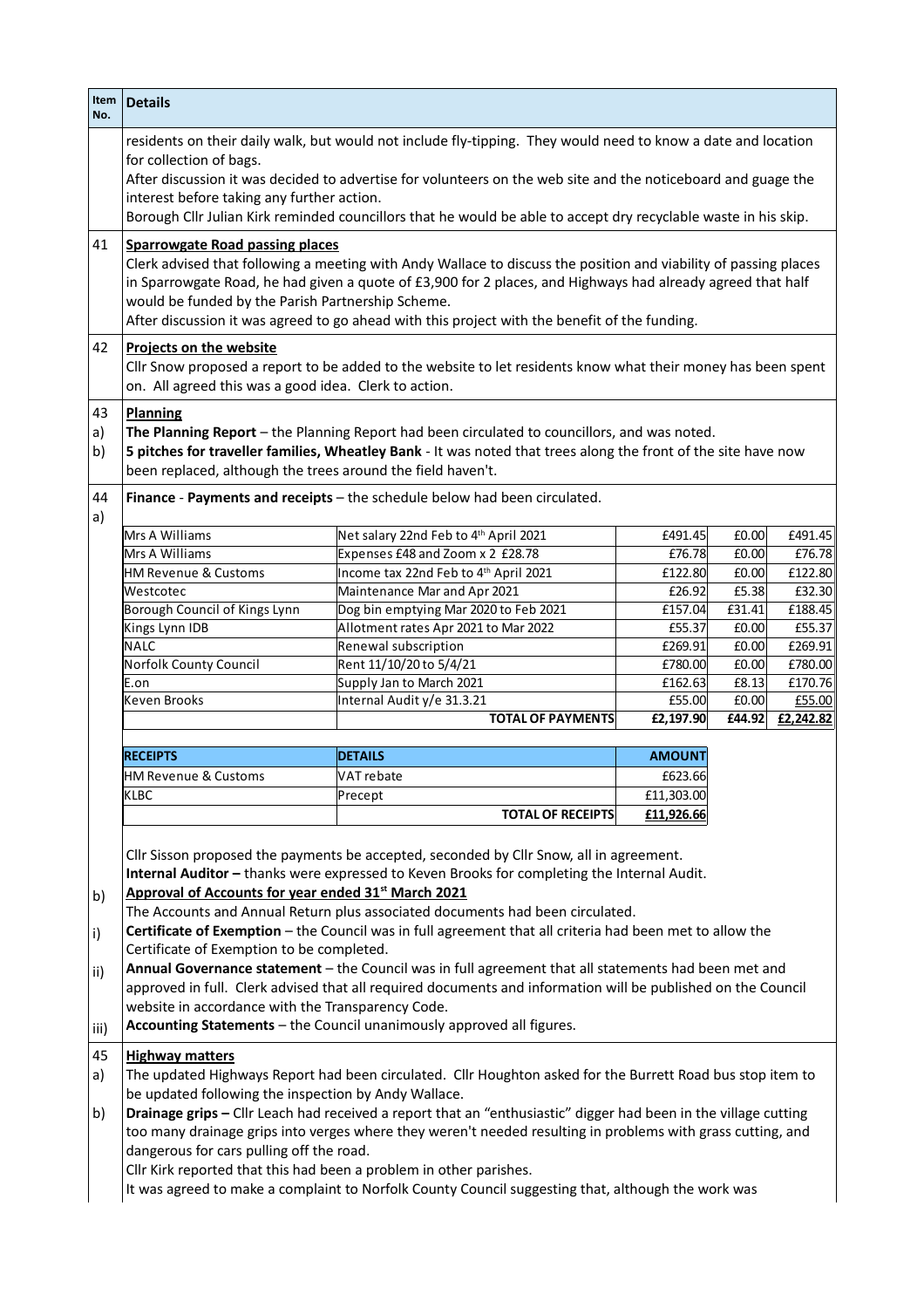| Item No. | Details |
| --- | --- |
| | residents on their daily walk, but would not include fly-tipping. They would need to know a date and location for collection of bags.<br>After discussion it was decided to advertise for volunteers on the web site and the noticeboard and guage the interest before taking any further action.<br>Borough Cllr Julian Kirk reminded councillors that he would be able to accept dry recyclable waste in his skip. |
| 41 | **Sparrowgate Road passing places**<br>Clerk advised that following a meeting with Andy Wallace to discuss the position and viability of passing places in Sparrowgate Road, he had given a quote of £3,900 for 2 places, and Highways had already agreed that half would be funded by the Parish Partnership Scheme.<br>After discussion it was agreed to go ahead with this project with the benefit of the funding. |
| 42 | **Projects on the website**<br>Cllr Snow proposed a report to be added to the website to let residents know what their money has been spent on. All agreed this was a good idea. Clerk to action. |
| 43<br>a)<br>b) | **Planning**<br>**The Planning Report** – the Planning Report had been circulated to councillors, and was noted.<br>**5 pitches for traveller families, Wheatley Bank** - It was noted that trees along the front of the site have now been replaced, although the trees around the field haven't. |
| 44<br>a) | **Finance** - **Payments and receipts** – the schedule below had been circulated. |

| | | | | |
| --- | --- | --- | --- | --- |
| Mrs A Williams | Net salary 22nd Feb to 4th April 2021 | £491.45 | £0.00 | £491.45 |
| Mrs A Williams | Expenses £48 and Zoom x 2 £28.78 | £76.78 | £0.00 | £76.78 |
| HM Revenue & Customs | Income tax 22nd Feb to 4th April 2021 | £122.80 | £0.00 | £122.80 |
| Westcotec | Maintenance Mar and Apr 2021 | £26.92 | £5.38 | £32.30 |
| Borough Council of Kings Lynn | Dog bin emptying Mar 2020 to Feb 2021 | £157.04 | £31.41 | £188.45 |
| Kings Lynn IDB | Allotment rates Apr 2021 to Mar 2022 | £55.37 | £0.00 | £55.37 |
| NALC | Renewal subscription | £269.91 | £0.00 | £269.91 |
| Norfolk County Council | Rent 11/10/20 to 5/4/21 | £780.00 | £0.00 | £780.00 |
| E.on | Supply Jan to March 2021 | £162.63 | £8.13 | £170.76 |
| Keven Brooks | Internal Audit y/e 31.3.21 | £55.00 | £0.00 | £55.00 |
| | **TOTAL OF PAYMENTS** | **£2,197.90** | **£44.92** | **£2,242.82** |

| **RECEIPTS** | **DETAILS** | **AMOUNT** |
| --- | --- | --- |
| HM Revenue & Customs | VAT rebate | £623.66 |
| KLBC | Precept | £11,303.00 |
| | **TOTAL OF RECEIPTS** | **£11,926.66** |

Cllr Sisson proposed the payments be accepted, seconded by Cllr Snow, all in agreement.

**Internal Auditor –** thanks were expressed to Keven Brooks for completing the Internal Audit.

b) **Approval of Accounts for year ended 31st March 2021**

The Accounts and Annual Return plus associated documents had been circulated.

i) **Certificate of Exemption** – the Council was in full agreement that all criteria had been met to allow the Certificate of Exemption to be completed.

ii) **Annual Governance statement** – the Council was in full agreement that all statements had been met and approved in full. Clerk advised that all required documents and information will be published on the Council website in accordance with the Transparency Code.

iii) **Accounting Statements** – the Council unanimously approved all figures.

| Item No. | Details |
| --- | --- |
| 45<br>a)<br><br>b) | **Highway matters**<br>The updated Highways Report had been circulated. Cllr Houghton asked for the Burrett Road bus stop item to be updated following the inspection by Andy Wallace.<br>**Drainage grips –** Cllr Leach had received a report that an "enthusiastic" digger had been in the village cutting too many drainage grips into verges where they weren't needed resulting in problems with grass cutting, and dangerous for cars pulling off the road.<br>Cllr Kirk reported that this had been a problem in other parishes.<br>It was agreed to make a complaint to Norfolk County Council suggesting that, although the work was |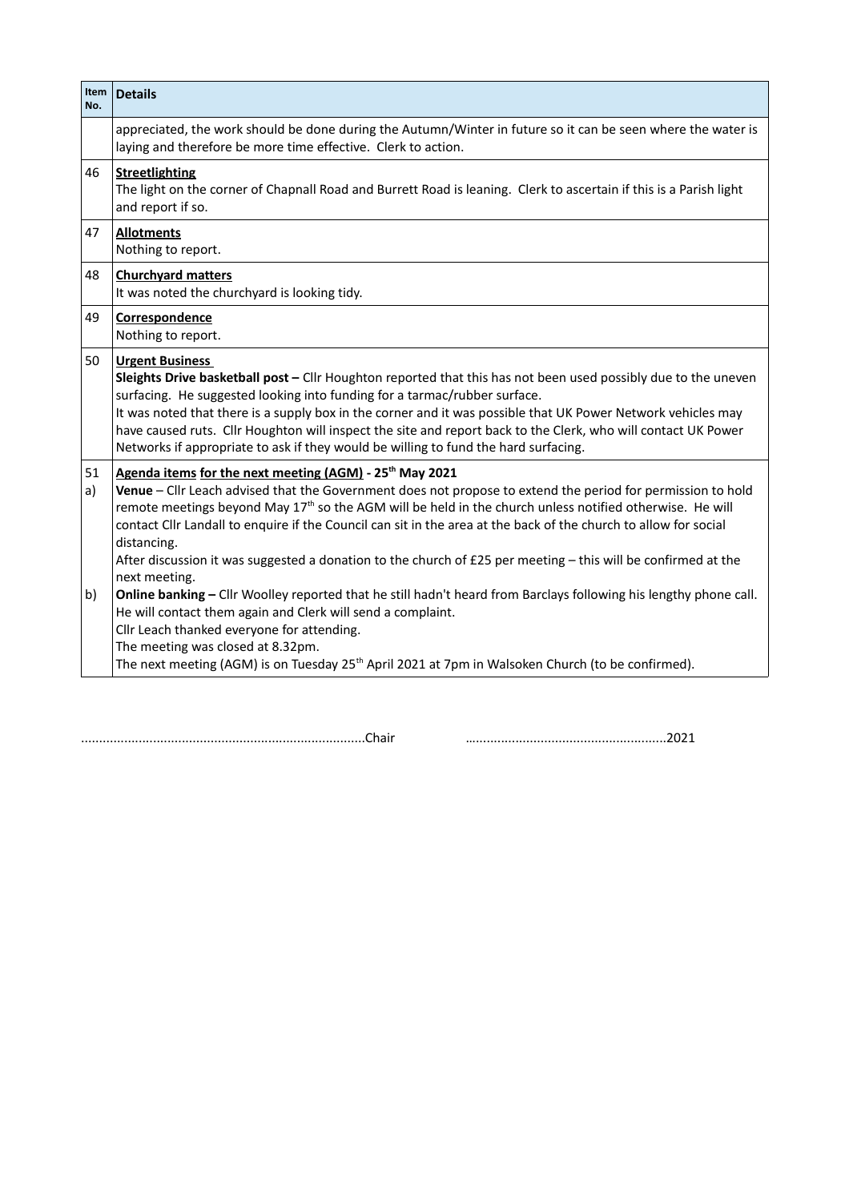| Item No. | Details |
|---|---|
| | appreciated, the work should be done during the Autumn/Winter in future so it can be seen where the water is laying and therefore be more time effective. Clerk to action. |
| 46 | **Streetlighting**<br>The light on the corner of Chapnall Road and Burrett Road is leaning. Clerk to ascertain if this is a Parish light and report if so. |
| 47 | **Allotments**<br>Nothing to report. |
| 48 | **Churchyard matters**<br>It was noted the churchyard is looking tidy. |
| 49 | **Correspondence**<br>Nothing to report. |
| 50 | **Urgent Business**<br>**Sleights Drive basketball post –** Cllr Houghton reported that this has not been used possibly due to the uneven surfacing. He suggested looking into funding for a tarmac/rubber surface.<br>It was noted that there is a supply box in the corner and it was possible that UK Power Network vehicles may have caused ruts. Cllr Houghton will inspect the site and report back to the Clerk, who will contact UK Power Networks if appropriate to ask if they would be willing to fund the hard surfacing. |
| 51<br>a)<br><br><br><br><br><br>b) | **Agenda items for the next meeting (AGM) - 25th May 2021**<br>**Venue** – Cllr Leach advised that the Government does not propose to extend the period for permission to hold remote meetings beyond May 17th so the AGM will be held in the church unless notified otherwise. He will contact Cllr Landall to enquire if the Council can sit in the area at the back of the church to allow for social distancing.<br>After discussion it was suggested a donation to the church of £25 per meeting – this will be confirmed at the next meeting.<br>**Online banking –** Cllr Woolley reported that he still hadn't heard from Barclays following his lengthy phone call. He will contact them again and Clerk will send a complaint.<br>Cllr Leach thanked everyone for attending.<br>The meeting was closed at 8.32pm.<br>The next meeting (AGM) is on Tuesday 25th April 2021 at 7pm in Walsoken Church (to be confirmed). |

..............................................................................Chair ........................................................2021